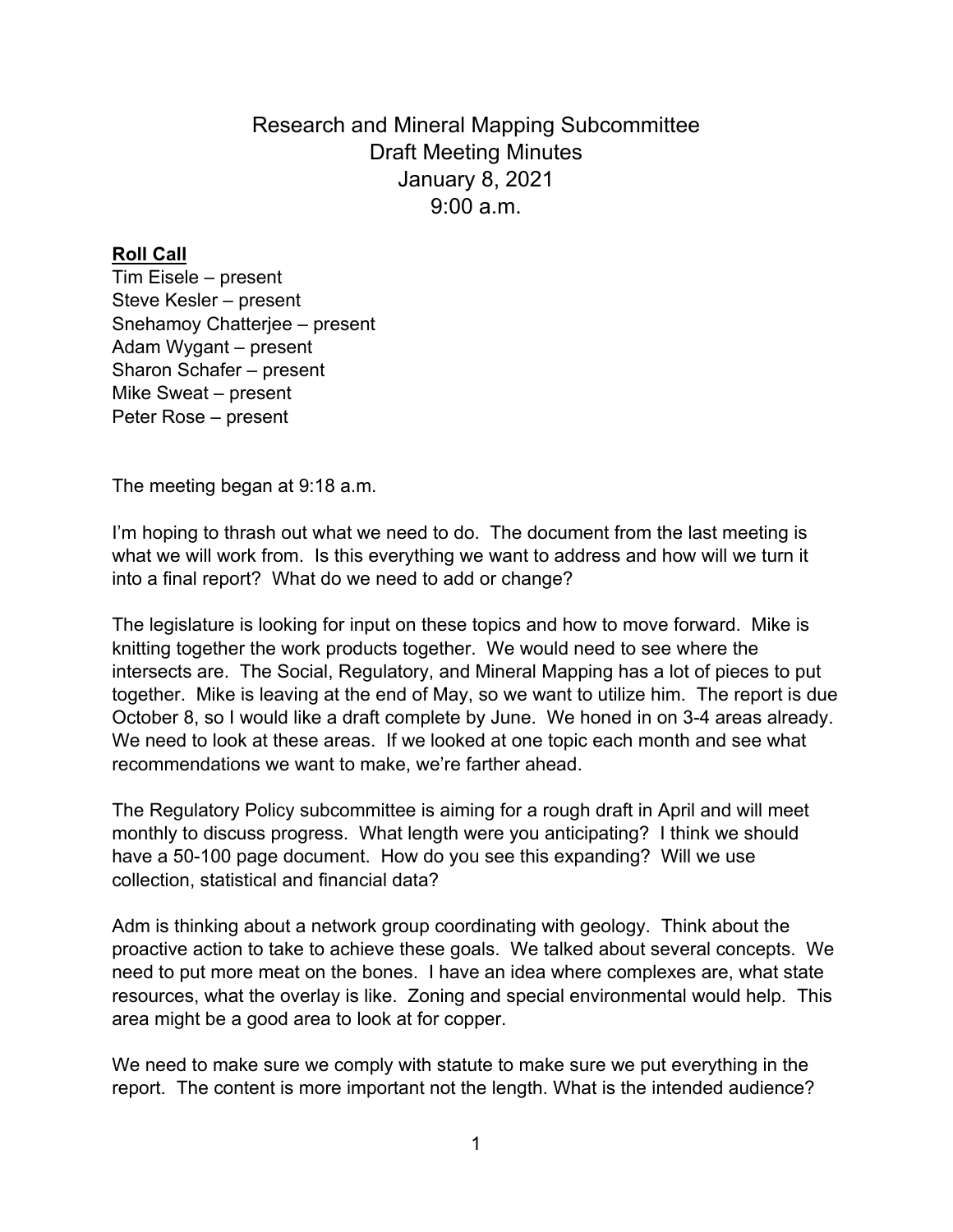# Research and Mineral Mapping Subcommittee
## Draft Meeting Minutes
## January 8, 2021
## 9:00 a.m.

**Roll Call**

Tim Eisele – present
Steve Kesler – present
Snehamoy Chatterjee – present
Adam Wygant – present
Sharon Schafer – present
Mike Sweat – present
Peter Rose – present

The meeting began at 9:18 a.m.

I'm hoping to thrash out what we need to do. The document from the last meeting is what we will work from. Is this everything we want to address and how will we turn it into a final report? What do we need to add or change?

The legislature is looking for input on these topics and how to move forward. Mike is knitting together the work products together. We would need to see where the intersects are. The Social, Regulatory, and Mineral Mapping has a lot of pieces to put together. Mike is leaving at the end of May, so we want to utilize him. The report is due October 8, so I would like a draft complete by June. We honed in on 3-4 areas already. We need to look at these areas. If we looked at one topic each month and see what recommendations we want to make, we're farther ahead.

The Regulatory Policy subcommittee is aiming for a rough draft in April and will meet monthly to discuss progress. What length were you anticipating? I think we should have a 50-100 page document. How do you see this expanding? Will we use collection, statistical and financial data?

Adm is thinking about a network group coordinating with geology. Think about the proactive action to take to achieve these goals. We talked about several concepts. We need to put more meat on the bones. I have an idea where complexes are, what state resources, what the overlay is like. Zoning and special environmental would help. This area might be a good area to look at for copper.

We need to make sure we comply with statute to make sure we put everything in the report. The content is more important not the length. What is the intended audience?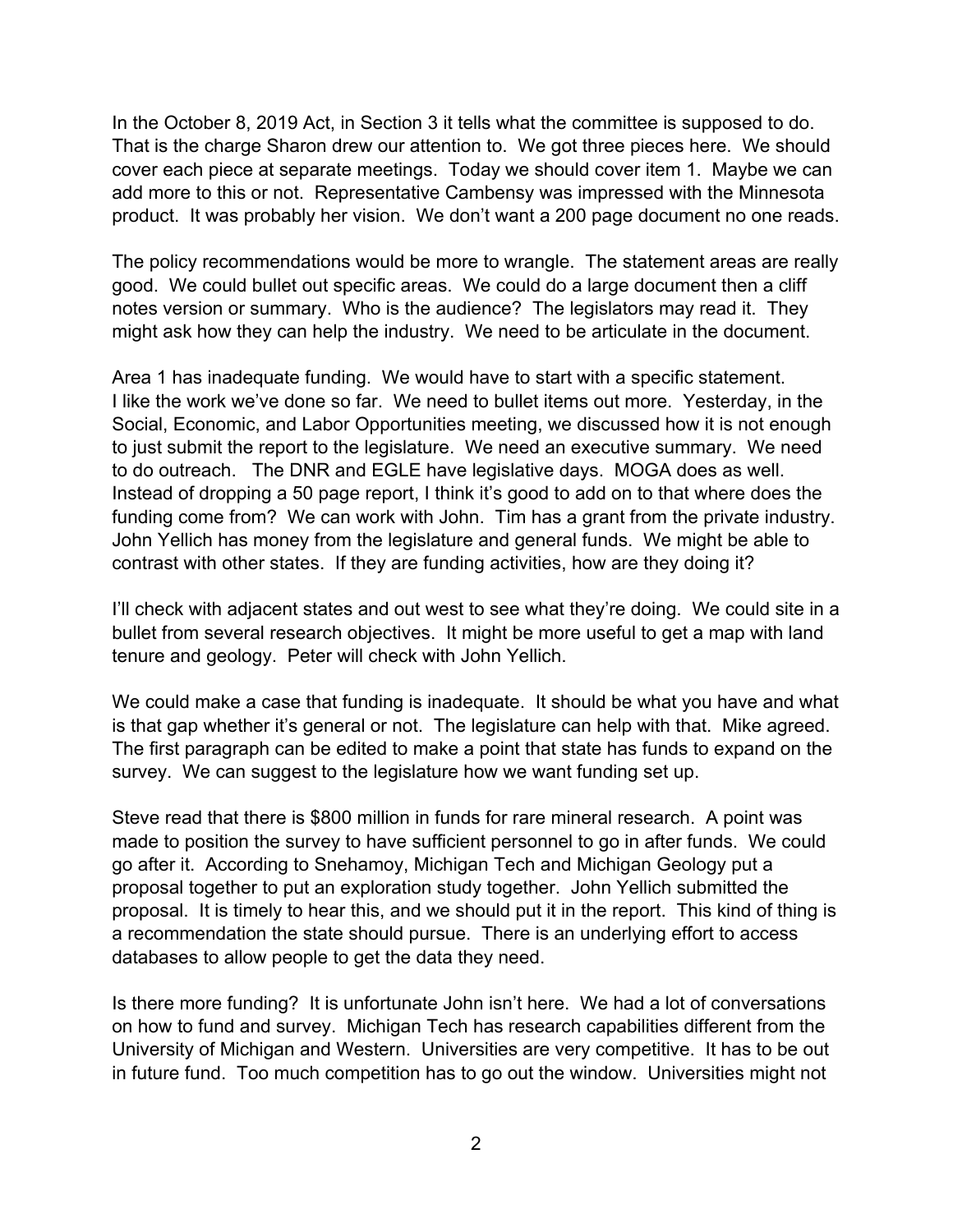In the October 8, 2019 Act, in Section 3 it tells what the committee is supposed to do. That is the charge Sharon drew our attention to. We got three pieces here. We should cover each piece at separate meetings. Today we should cover item 1. Maybe we can add more to this or not. Representative Cambensy was impressed with the Minnesota product. It was probably her vision. We don't want a 200 page document no one reads.

The policy recommendations would be more to wrangle. The statement areas are really good. We could bullet out specific areas. We could do a large document then a cliff notes version or summary. Who is the audience? The legislators may read it. They might ask how they can help the industry. We need to be articulate in the document.

Area 1 has inadequate funding. We would have to start with a specific statement. I like the work we've done so far. We need to bullet items out more. Yesterday, in the Social, Economic, and Labor Opportunities meeting, we discussed how it is not enough to just submit the report to the legislature. We need an executive summary. We need to do outreach. The DNR and EGLE have legislative days. MOGA does as well. Instead of dropping a 50 page report, I think it's good to add on to that where does the funding come from? We can work with John. Tim has a grant from the private industry. John Yellich has money from the legislature and general funds. We might be able to contrast with other states. If they are funding activities, how are they doing it?

I'll check with adjacent states and out west to see what they're doing. We could site in a bullet from several research objectives. It might be more useful to get a map with land tenure and geology. Peter will check with John Yellich.

We could make a case that funding is inadequate. It should be what you have and what is that gap whether it's general or not. The legislature can help with that. Mike agreed. The first paragraph can be edited to make a point that state has funds to expand on the survey. We can suggest to the legislature how we want funding set up.

Steve read that there is $800 million in funds for rare mineral research. A point was made to position the survey to have sufficient personnel to go in after funds. We could go after it. According to Snehamoy, Michigan Tech and Michigan Geology put a proposal together to put an exploration study together. John Yellich submitted the proposal. It is timely to hear this, and we should put it in the report. This kind of thing is a recommendation the state should pursue. There is an underlying effort to access databases to allow people to get the data they need.

Is there more funding? It is unfortunate John isn't here. We had a lot of conversations on how to fund and survey. Michigan Tech has research capabilities different from the University of Michigan and Western. Universities are very competitive. It has to be out in future fund. Too much competition has to go out the window. Universities might not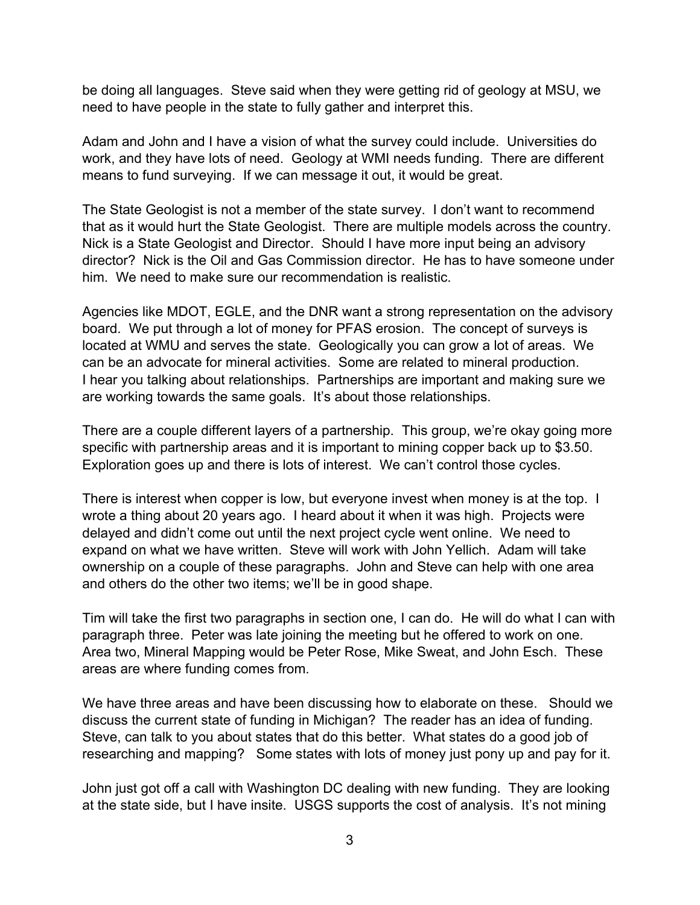be doing all languages. Steve said when they were getting rid of geology at MSU, we need to have people in the state to fully gather and interpret this.

Adam and John and I have a vision of what the survey could include. Universities do work, and they have lots of need. Geology at WMI needs funding. There are different means to fund surveying. If we can message it out, it would be great.

The State Geologist is not a member of the state survey. I don't want to recommend that as it would hurt the State Geologist. There are multiple models across the country. Nick is a State Geologist and Director. Should I have more input being an advisory director? Nick is the Oil and Gas Commission director. He has to have someone under him. We need to make sure our recommendation is realistic.

Agencies like MDOT, EGLE, and the DNR want a strong representation on the advisory board. We put through a lot of money for PFAS erosion. The concept of surveys is located at WMU and serves the state. Geologically you can grow a lot of areas. We can be an advocate for mineral activities. Some are related to mineral production. I hear you talking about relationships. Partnerships are important and making sure we are working towards the same goals. It's about those relationships.

There are a couple different layers of a partnership. This group, we're okay going more specific with partnership areas and it is important to mining copper back up to $3.50. Exploration goes up and there is lots of interest. We can't control those cycles.

There is interest when copper is low, but everyone invest when money is at the top. I wrote a thing about 20 years ago. I heard about it when it was high. Projects were delayed and didn't come out until the next project cycle went online. We need to expand on what we have written. Steve will work with John Yellich. Adam will take ownership on a couple of these paragraphs. John and Steve can help with one area and others do the other two items; we'll be in good shape.

Tim will take the first two paragraphs in section one, I can do. He will do what I can with paragraph three. Peter was late joining the meeting but he offered to work on one. Area two, Mineral Mapping would be Peter Rose, Mike Sweat, and John Esch. These areas are where funding comes from.

We have three areas and have been discussing how to elaborate on these. Should we discuss the current state of funding in Michigan? The reader has an idea of funding. Steve, can talk to you about states that do this better. What states do a good job of researching and mapping? Some states with lots of money just pony up and pay for it.

John just got off a call with Washington DC dealing with new funding. They are looking at the state side, but I have insite. USGS supports the cost of analysis. It's not mining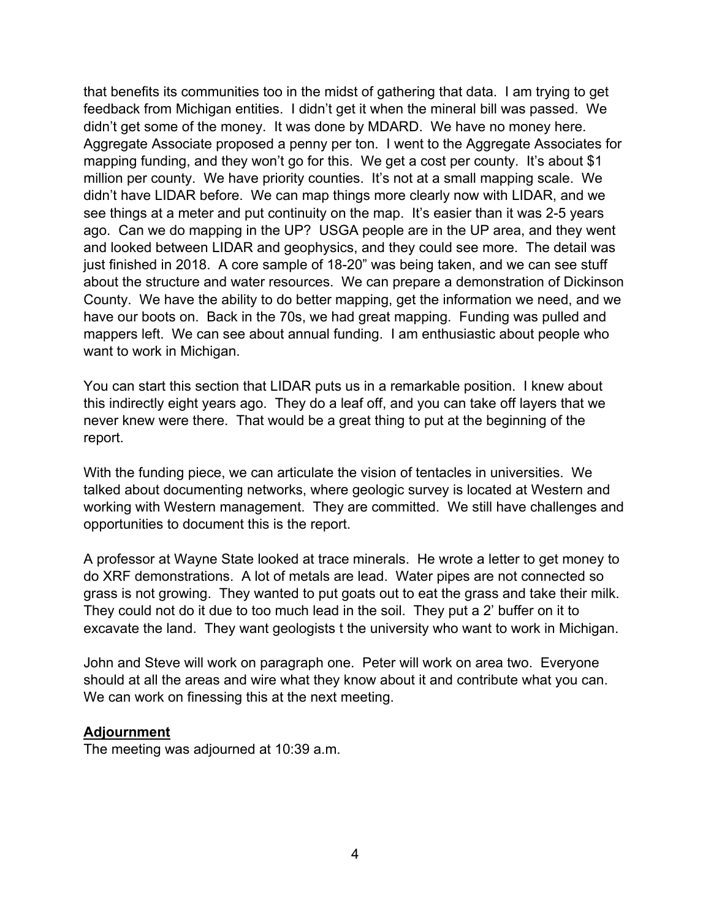that benefits its communities too in the midst of gathering that data. I am trying to get feedback from Michigan entities. I didn't get it when the mineral bill was passed. We didn't get some of the money. It was done by MDARD. We have no money here. Aggregate Associate proposed a penny per ton. I went to the Aggregate Associates for mapping funding, and they won't go for this. We get a cost per county. It's about $1 million per county. We have priority counties. It's not at a small mapping scale. We didn't have LIDAR before. We can map things more clearly now with LIDAR, and we see things at a meter and put continuity on the map. It's easier than it was 2-5 years ago. Can we do mapping in the UP? USGA people are in the UP area, and they went and looked between LIDAR and geophysics, and they could see more. The detail was just finished in 2018. A core sample of 18-20" was being taken, and we can see stuff about the structure and water resources. We can prepare a demonstration of Dickinson County. We have the ability to do better mapping, get the information we need, and we have our boots on. Back in the 70s, we had great mapping. Funding was pulled and mappers left. We can see about annual funding. I am enthusiastic about people who want to work in Michigan.

You can start this section that LIDAR puts us in a remarkable position. I knew about this indirectly eight years ago. They do a leaf off, and you can take off layers that we never knew were there. That would be a great thing to put at the beginning of the report.

With the funding piece, we can articulate the vision of tentacles in universities. We talked about documenting networks, where geologic survey is located at Western and working with Western management. They are committed. We still have challenges and opportunities to document this is the report.

A professor at Wayne State looked at trace minerals. He wrote a letter to get money to do XRF demonstrations. A lot of metals are lead. Water pipes are not connected so grass is not growing. They wanted to put goats out to eat the grass and take their milk. They could not do it due to too much lead in the soil. They put a 2' buffer on it to excavate the land. They want geologists t the university who want to work in Michigan.

John and Steve will work on paragraph one. Peter will work on area two. Everyone should at all the areas and wire what they know about it and contribute what you can. We can work on finessing this at the next meeting.

**Adjournment**

The meeting was adjourned at 10:39 a.m.